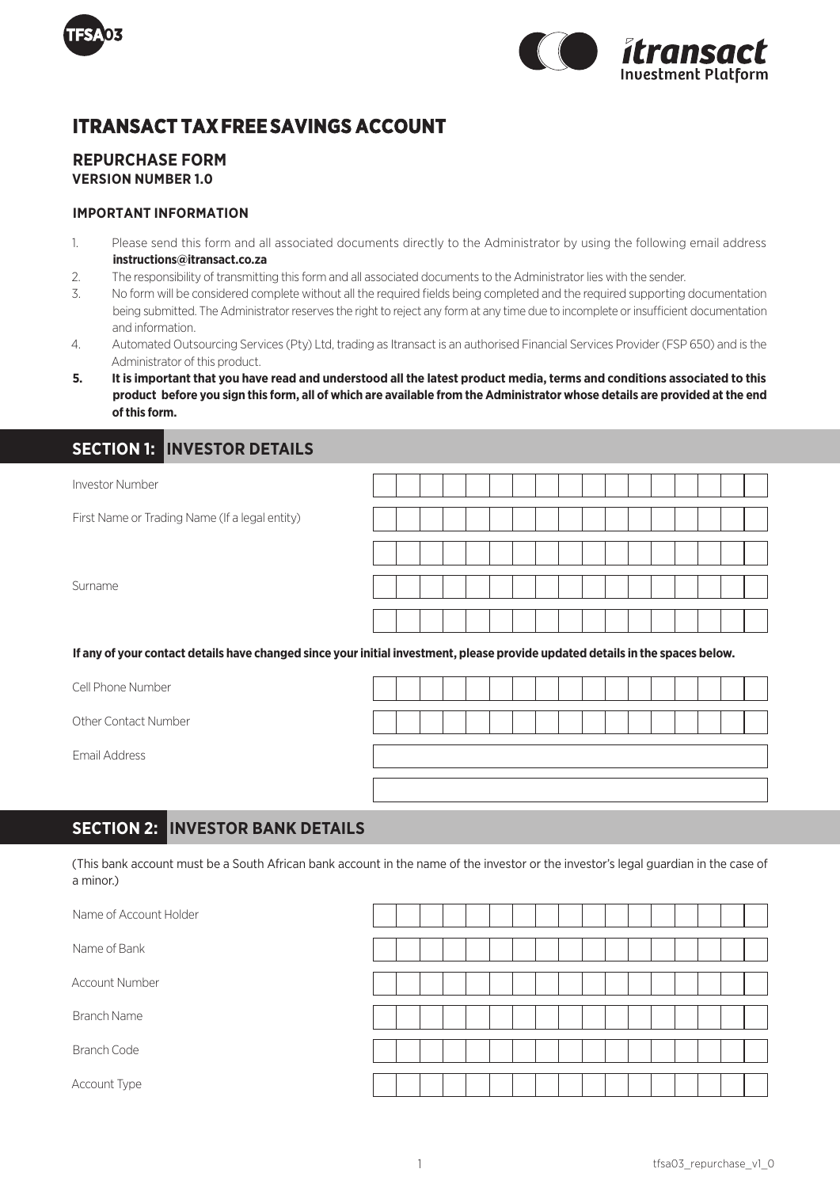# ITRANSACT TAX FREE SAVINGS ACCOUNT

## REPURCHASE FORM

**VERSION NUMBER 1.0**

### IMPORTANT INFORMATION

1. Please send this form and all associated documents directly to the Administrator by using the following email address **instructions@itransact.co.za**
2. The responsibility of transmitting this form and all associated documents to the Administrator lies with the sender.
3. No form will be considered complete without all the required fields being completed and the required supporting documentation being submitted. The Administrator reserves the right to reject any form at any time due to incomplete or insufficient documentation and information.
4. Automated Outsourcing Services (Pty) Ltd, trading as Itransact is an authorised Financial Services Provider (FSP 650) and is the Administrator of this product.
5. **It is important that you have read and understood all the latest product media, terms and conditions associated to this product before you sign this form, all of which are available from the Administrator whose details are provided at the end of this form.**

## SECTION 1: INVESTOR DETAILS

| | |
|---|---|
| Investor Number | |
| First Name or Trading Name (If a legal entity) | |
| | |
| Surname | |
| | |

**If any of your contact details have changed since your initial investment, please provide updated details in the spaces below.**

| | |
|---|---|
| Cell Phone Number | |
| Other Contact Number | |
| Email Address | |
| | |

## SECTION 2: INVESTOR BANK DETAILS

(This bank account must be a South African bank account in the name of the investor or the investor's legal guardian in the case of a minor.)

| | |
|---|---|
| Name of Account Holder | |
| Name of Bank | |
| Account Number | |
| Branch Name | |
| Branch Code | |
| Account Type | |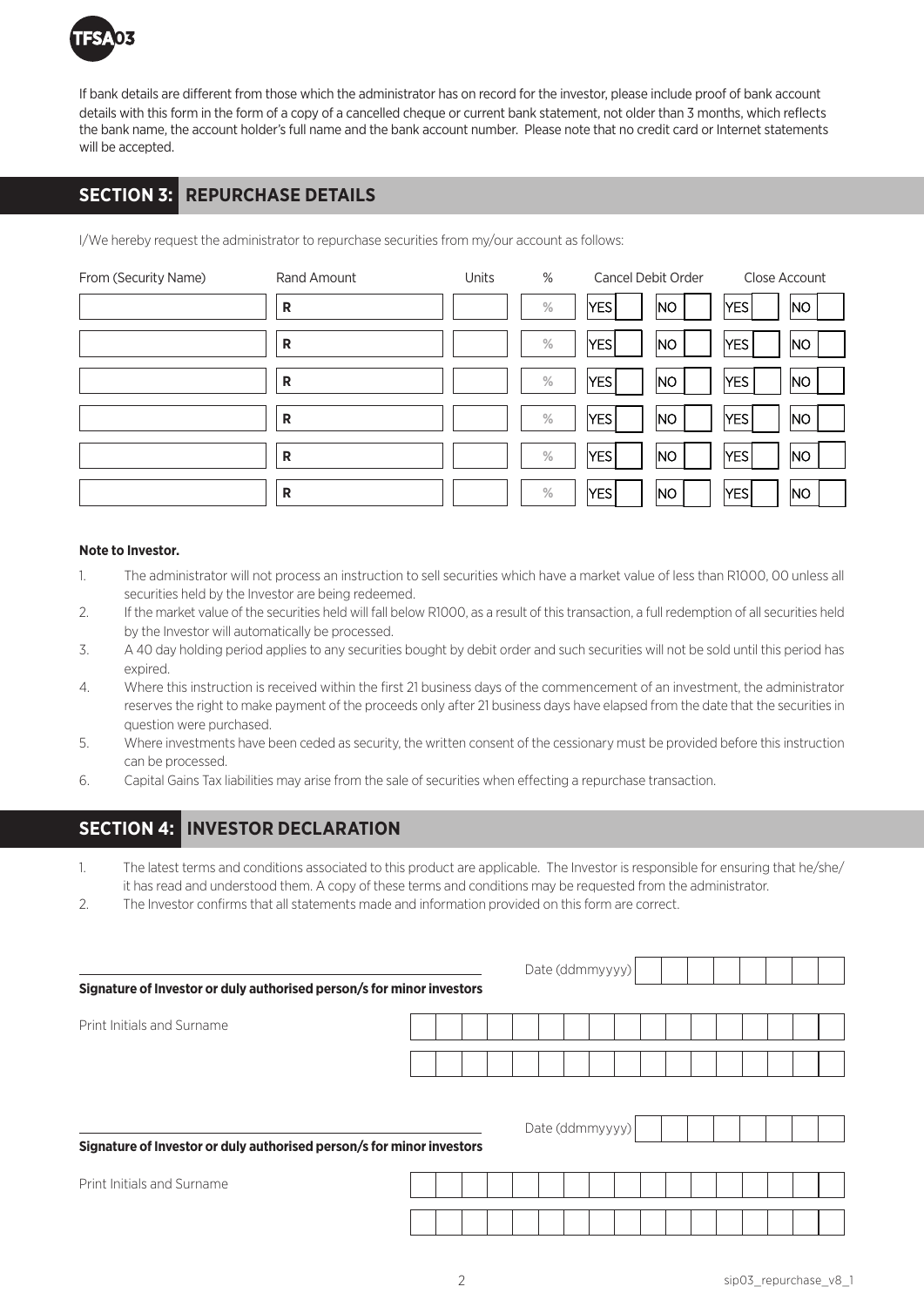TFSA03

If bank details are different from those which the administrator has on record for the investor, please include proof of bank account details with this form in the form of a copy of a cancelled cheque or current bank statement, not older than 3 months, which reflects the bank name, the account holder's full name and the bank account number. Please note that no credit card or Internet statements will be accepted.

## SECTION 3: REPURCHASE DETAILS

I/We hereby request the administrator to repurchase securities from my/our account as follows:

| From (Security Name) | Rand Amount | Units | % | Cancel Debit Order | | Close Account | |
|---|---|---|---|---|---|---|---|
| | R | | % | YES | NO | YES | NO |
| | R | | % | YES | NO | YES | NO |
| | R | | % | YES | NO | YES | NO |
| | R | | % | YES | NO | YES | NO |
| | R | | % | YES | NO | YES | NO |
| | R | | % | YES | NO | YES | NO |

**Note to Investor.**

1. The administrator will not process an instruction to sell securities which have a market value of less than R1000, 00 unless all securities held by the Investor are being redeemed.
2. If the market value of the securities held will fall below R1000, as a result of this transaction, a full redemption of all securities held by the Investor will automatically be processed.
3. A 40 day holding period applies to any securities bought by debit order and such securities will not be sold until this period has expired.
4. Where this instruction is received within the first 21 business days of the commencement of an investment, the administrator reserves the right to make payment of the proceeds only after 21 business days have elapsed from the date that the securities in question were purchased.
5. Where investments have been ceded as security, the written consent of the cessionary must be provided before this instruction can be processed.
6. Capital Gains Tax liabilities may arise from the sale of securities when effecting a repurchase transaction.

## SECTION 4: INVESTOR DECLARATION

1. The latest terms and conditions associated to this product are applicable. The Investor is responsible for ensuring that he/she/it has read and understood them. A copy of these terms and conditions may be requested from the administrator.
2. The Investor confirms that all statements made and information provided on this form are correct.

______________________________

**Signature of Investor or duly authorised person/s for minor investors**

Date (ddmmyyyy)

Print Initials and Surname

______________________________

**Signature of Investor or duly authorised person/s for minor investors**

Date (ddmmyyyy)

Print Initials and Surname

sip03_repurchase_v8_1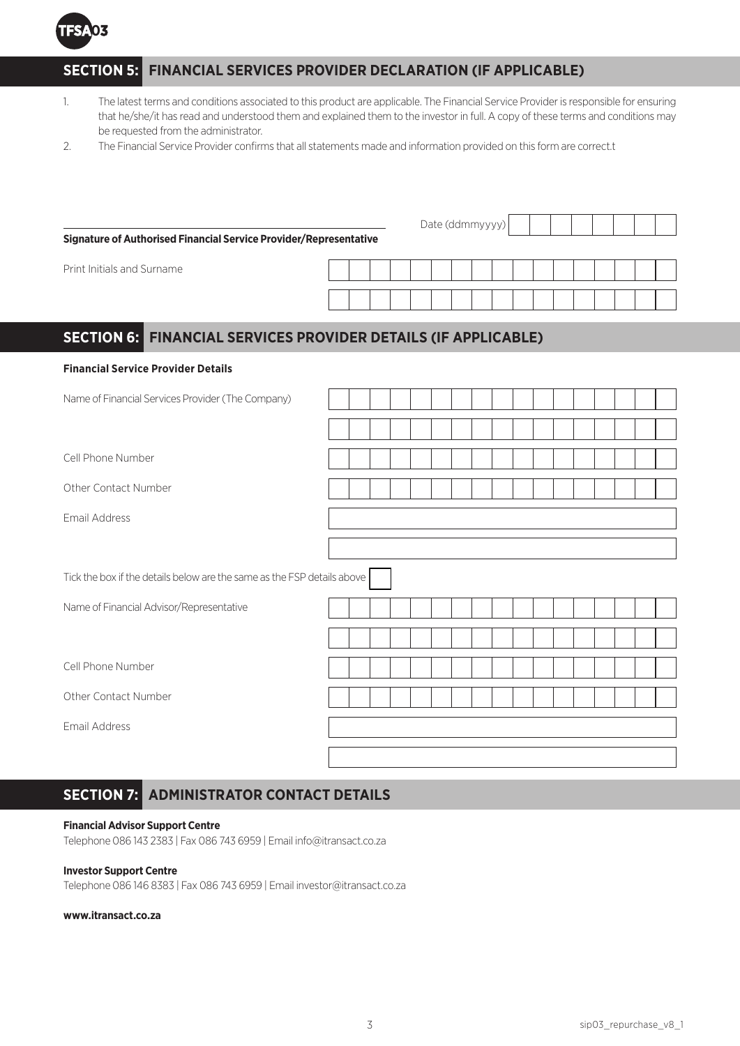## SECTION 5: FINANCIAL SERVICES PROVIDER DECLARATION (IF APPLICABLE)

1. The latest terms and conditions associated to this product are applicable. The Financial Service Provider is responsible for ensuring that he/she/it has read and understood them and explained them to the investor in full. A copy of these terms and conditions may be requested from the administrator.
2. The Financial Service Provider confirms that all statements made and information provided on this form are correct.t

**Signature of Authorised Financial Service Provider/Representative**

Date (ddmmyyyy)

Print Initials and Surname

## SECTION 6: FINANCIAL SERVICES PROVIDER DETAILS (IF APPLICABLE)

**Financial Service Provider Details**

Name of Financial Services Provider (The Company)

Cell Phone Number

Other Contact Number

Email Address

Tick the box if the details below are the same as the FSP details above

Name of Financial Advisor/Representative

Cell Phone Number

Other Contact Number

Email Address

## SECTION 7: ADMINISTRATOR CONTACT DETAILS

**Financial Advisor Support Centre**
Telephone 086 143 2383 | Fax 086 743 6959 | Email info@itransact.co.za

**Investor Support Centre**
Telephone 086 146 8383 | Fax 086 743 6959 | Email investor@itransact.co.za

**www.itransact.co.za**